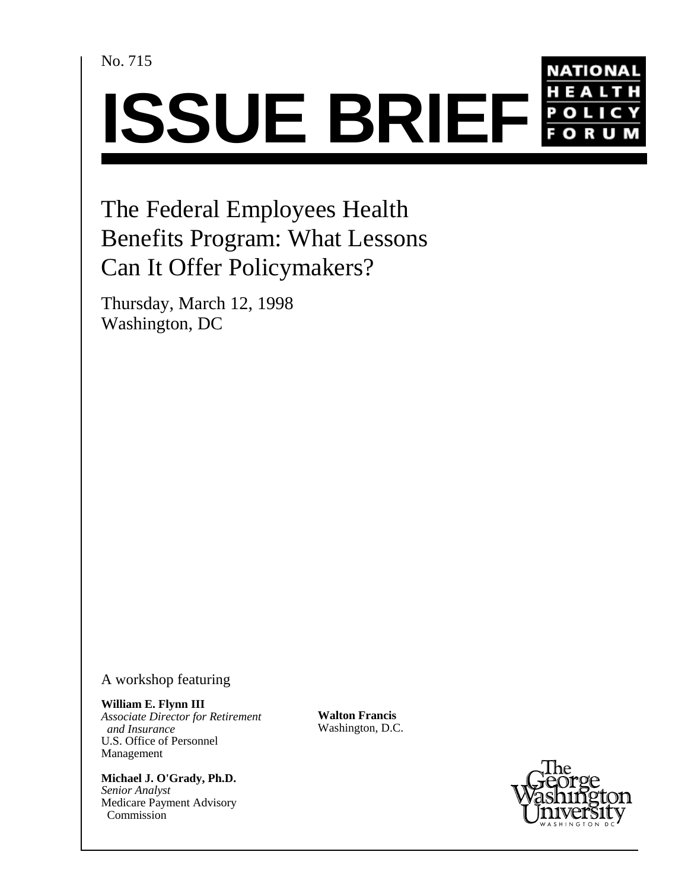No. 715

# ISSUE BRIEF

NATIONAL HEALTH POLICY FORUM

## The Federal Employees Health Benefits Program: What Lessons Can It Offer Policymakers?

Thursday, March 12, 1998
Washington, DC

A workshop featuring

**William E. Flynn III**
*Associate Director for Retirement and Insurance*
U.S. Office of Personnel Management

**Michael J. O'Grady, Ph.D.**
*Senior Analyst*
Medicare Payment Advisory Commission

**Walton Francis**
Washington, D.C.

The George Washington University
WASHINGTON DC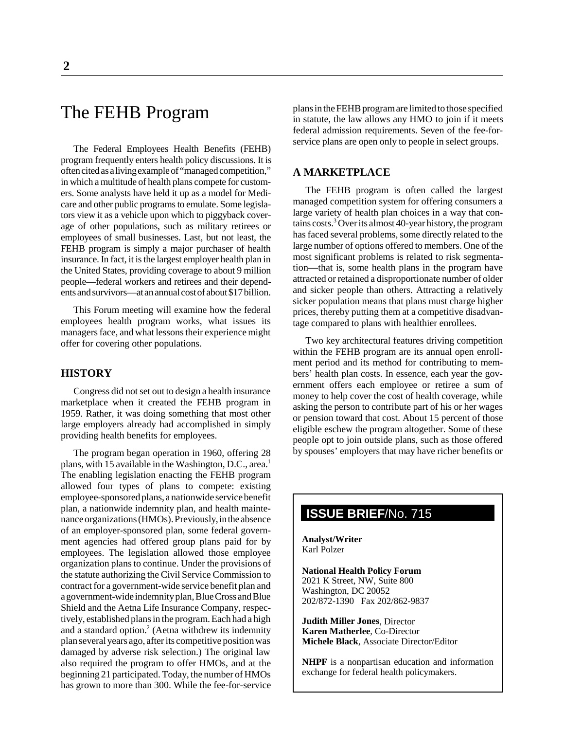# The FEHB Program

The Federal Employees Health Benefits (FEHB) program frequently enters health policy discussions. It is often cited as a living example of "managed competition," in which a multitude of health plans compete for customers. Some analysts have held it up as a model for Medicare and other public programs to emulate. Some legislators view it as a vehicle upon which to piggyback coverage of other populations, such as military retirees or employees of small businesses. Last, but not least, the FEHB program is simply a major purchaser of health insurance. In fact, it is the largest employer health plan in the United States, providing coverage to about 9 million people—federal workers and retirees and their dependents and survivors—at an annual cost of about $17 billion.

This Forum meeting will examine how the federal employees health program works, what issues its managers face, and what lessons their experience might offer for covering other populations.

## HISTORY

Congress did not set out to design a health insurance marketplace when it created the FEHB program in 1959. Rather, it was doing something that most other large employers already had accomplished in simply providing health benefits for employees.

The program began operation in 1960, offering 28 plans, with 15 available in the Washington, D.C., area.[1] The enabling legislation enacting the FEHB program allowed four types of plans to compete: existing employee-sponsored plans, a nationwide service benefit plan, a nationwide indemnity plan, and health maintenance organizations (HMOs). Previously, in the absence of an employer-sponsored plan, some federal government agencies had offered group plans paid for by employees. The legislation allowed those employee organization plans to continue. Under the provisions of the statute authorizing the Civil Service Commission to contract for a government-wide service benefit plan and a government-wide indemnity plan, Blue Cross and Blue Shield and the Aetna Life Insurance Company, respectively, established plans in the program. Each had a high and a standard option.[2] (Aetna withdrew its indemnity plan several years ago, after its competitive position was damaged by adverse risk selection.) The original law also required the program to offer HMOs, and at the beginning 21 participated. Today, the number of HMOs has grown to more than 300. While the fee-for-service plans in the FEHB program are limited to those specified in statute, the law allows any HMO to join if it meets federal admission requirements. Seven of the fee-for-service plans are open only to people in select groups.

## A MARKETPLACE

The FEHB program is often called the largest managed competition system for offering consumers a large variety of health plan choices in a way that contains costs.[3] Over its almost 40-year history, the program has faced several problems, some directly related to the large number of options offered to members. One of the most significant problems is related to risk segmentation—that is, some health plans in the program have attracted or retained a disproportionate number of older and sicker people than others. Attracting a relatively sicker population means that plans must charge higher prices, thereby putting them at a competitive disadvantage compared to plans with healthier enrollees.

Two key architectural features driving competition within the FEHB program are its annual open enrollment period and its method for contributing to members' health plan costs. In essence, each year the government offers each employee or retiree a sum of money to help cover the cost of health coverage, while asking the person to contribute part of his or her wages or pension toward that cost. About 15 percent of those eligible eschew the program altogether. Some of these people opt to join outside plans, such as those offered by spouses' employers that may have richer benefits or

**ISSUE BRIEF**/No. 715

**Analyst/Writer**
Karl Polzer

**National Health Policy Forum**
2021 K Street, NW, Suite 800
Washington, DC 20052
202/872-1390 Fax 202/862-9837

**Judith Miller Jones**, Director
**Karen Matherlee**, Co-Director
**Michele Black**, Associate Director/Editor

**NHPF** is a nonpartisan education and information exchange for federal health policymakers.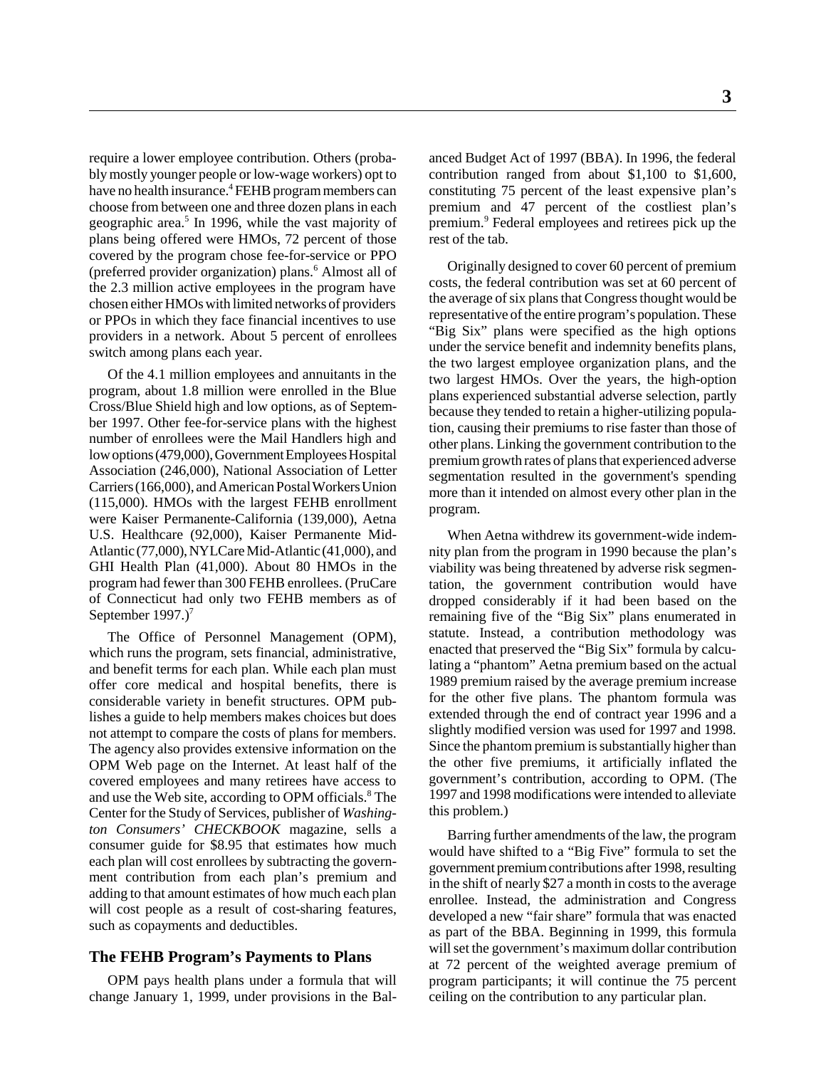require a lower employee contribution. Others (probably mostly younger people or low-wage workers) opt to have no health insurance.[4] FEHB program members can choose from between one and three dozen plans in each geographic area.[5] In 1996, while the vast majority of plans being offered were HMOs, 72 percent of those covered by the program chose fee-for-service or PPO (preferred provider organization) plans.[6] Almost all of the 2.3 million active employees in the program have chosen either HMOs with limited networks of providers or PPOs in which they face financial incentives to use providers in a network. About 5 percent of enrollees switch among plans each year.

Of the 4.1 million employees and annuitants in the program, about 1.8 million were enrolled in the Blue Cross/Blue Shield high and low options, as of September 1997. Other fee-for-service plans with the highest number of enrollees were the Mail Handlers high and low options (479,000), Government Employees Hospital Association (246,000), National Association of Letter Carriers (166,000), and American Postal Workers Union (115,000). HMOs with the largest FEHB enrollment were Kaiser Permanente-California (139,000), Aetna U.S. Healthcare (92,000), Kaiser Permanente Mid-Atlantic (77,000), NYLCare Mid-Atlantic (41,000), and GHI Health Plan (41,000). About 80 HMOs in the program had fewer than 300 FEHB enrollees. (PruCare of Connecticut had only two FEHB members as of September 1997.)[7]

The Office of Personnel Management (OPM), which runs the program, sets financial, administrative, and benefit terms for each plan. While each plan must offer core medical and hospital benefits, there is considerable variety in benefit structures. OPM publishes a guide to help members makes choices but does not attempt to compare the costs of plans for members. The agency also provides extensive information on the OPM Web page on the Internet. At least half of the covered employees and many retirees have access to and use the Web site, according to OPM officials.[8] The Center for the Study of Services, publisher of *Washington Consumers' CHECKBOOK* magazine, sells a consumer guide for $8.95 that estimates how much each plan will cost enrollees by subtracting the government contribution from each plan's premium and adding to that amount estimates of how much each plan will cost people as a result of cost-sharing features, such as copayments and deductibles.

## The FEHB Program's Payments to Plans

OPM pays health plans under a formula that will change January 1, 1999, under provisions in the Balanced Budget Act of 1997 (BBA). In 1996, the federal contribution ranged from about $1,100 to $1,600, constituting 75 percent of the least expensive plan's premium and 47 percent of the costliest plan's premium.[9] Federal employees and retirees pick up the rest of the tab.

Originally designed to cover 60 percent of premium costs, the federal contribution was set at 60 percent of the average of six plans that Congress thought would be representative of the entire program's population. These "Big Six" plans were specified as the high options under the service benefit and indemnity benefits plans, the two largest employee organization plans, and the two largest HMOs. Over the years, the high-option plans experienced substantial adverse selection, partly because they tended to retain a higher-utilizing population, causing their premiums to rise faster than those of other plans. Linking the government contribution to the premium growth rates of plans that experienced adverse segmentation resulted in the government's spending more than it intended on almost every other plan in the program.

When Aetna withdrew its government-wide indemnity plan from the program in 1990 because the plan's viability was being threatened by adverse risk segmentation, the government contribution would have dropped considerably if it had been based on the remaining five of the "Big Six" plans enumerated in statute. Instead, a contribution methodology was enacted that preserved the "Big Six" formula by calculating a "phantom" Aetna premium based on the actual 1989 premium raised by the average premium increase for the other five plans. The phantom formula was extended through the end of contract year 1996 and a slightly modified version was used for 1997 and 1998. Since the phantom premium is substantially higher than the other five premiums, it artificially inflated the government's contribution, according to OPM. (The 1997 and 1998 modifications were intended to alleviate this problem.)

Barring further amendments of the law, the program would have shifted to a "Big Five" formula to set the government premium contributions after 1998, resulting in the shift of nearly $27 a month in costs to the average enrollee. Instead, the administration and Congress developed a new "fair share" formula that was enacted as part of the BBA. Beginning in 1999, this formula will set the government's maximum dollar contribution at 72 percent of the weighted average premium of program participants; it will continue the 75 percent ceiling on the contribution to any particular plan.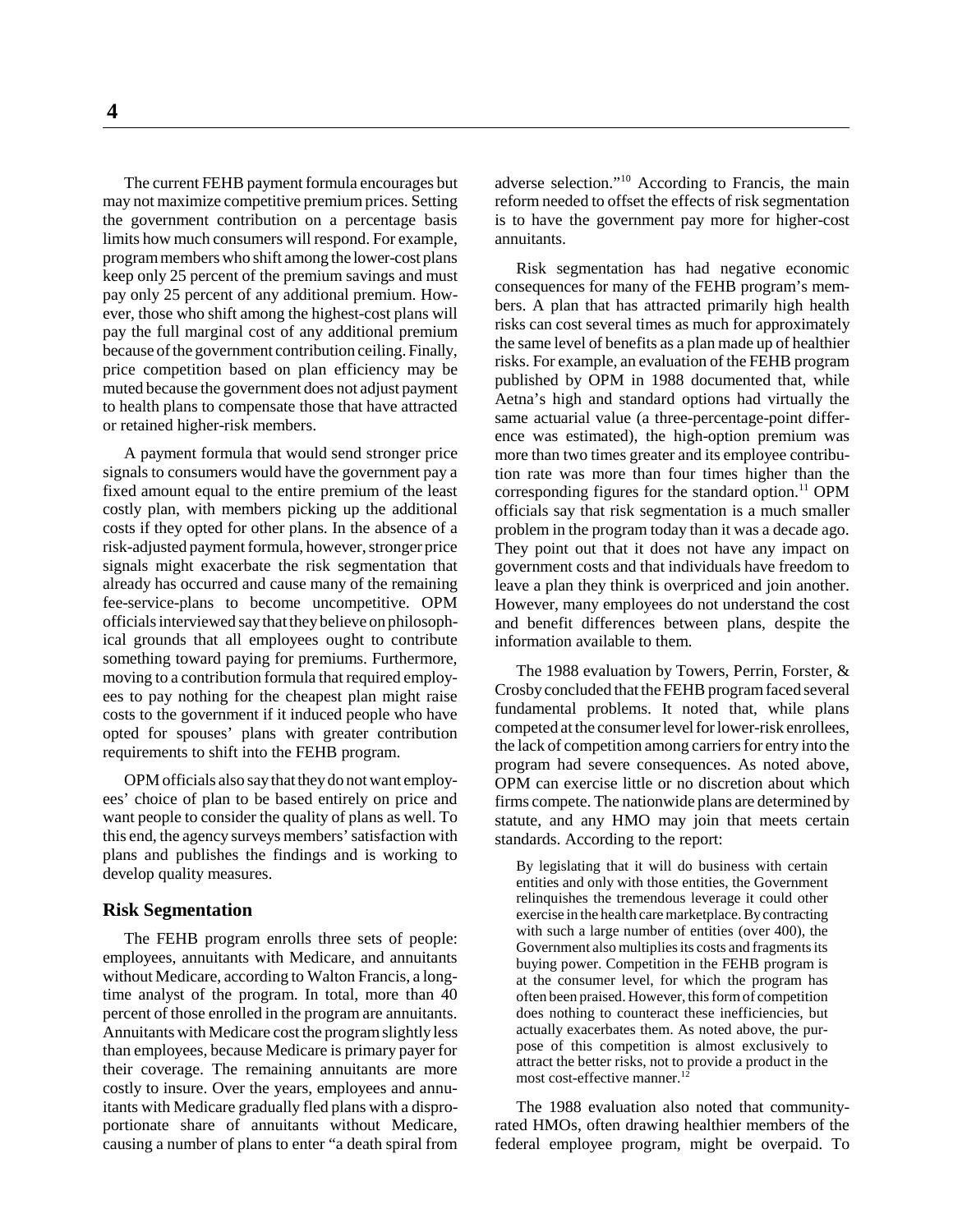The current FEHB payment formula encourages but may not maximize competitive premium prices. Setting the government contribution on a percentage basis limits how much consumers will respond. For example, program members who shift among the lower-cost plans keep only 25 percent of the premium savings and must pay only 25 percent of any additional premium. However, those who shift among the highest-cost plans will pay the full marginal cost of any additional premium because of the government contribution ceiling. Finally, price competition based on plan efficiency may be muted because the government does not adjust payment to health plans to compensate those that have attracted or retained higher-risk members.

A payment formula that would send stronger price signals to consumers would have the government pay a fixed amount equal to the entire premium of the least costly plan, with members picking up the additional costs if they opted for other plans. In the absence of a risk-adjusted payment formula, however, stronger price signals might exacerbate the risk segmentation that already has occurred and cause many of the remaining fee-service-plans to become uncompetitive. OPM officials interviewed say that they believe on philosophical grounds that all employees ought to contribute something toward paying for premiums. Furthermore, moving to a contribution formula that required employees to pay nothing for the cheapest plan might raise costs to the government if it induced people who have opted for spouses' plans with greater contribution requirements to shift into the FEHB program.

OPM officials also say that they do not want employees' choice of plan to be based entirely on price and want people to consider the quality of plans as well. To this end, the agency surveys members' satisfaction with plans and publishes the findings and is working to develop quality measures.

## Risk Segmentation

The FEHB program enrolls three sets of people: employees, annuitants with Medicare, and annuitants without Medicare, according to Walton Francis, a long-time analyst of the program. In total, more than 40 percent of those enrolled in the program are annuitants. Annuitants with Medicare cost the program slightly less than employees, because Medicare is primary payer for their coverage. The remaining annuitants are more costly to insure. Over the years, employees and annuitants with Medicare gradually fled plans with a disproportionate share of annuitants without Medicare, causing a number of plans to enter "a death spiral from adverse selection."[10] According to Francis, the main reform needed to offset the effects of risk segmentation is to have the government pay more for higher-cost annuitants.

Risk segmentation has had negative economic consequences for many of the FEHB program's members. A plan that has attracted primarily high health risks can cost several times as much for approximately the same level of benefits as a plan made up of healthier risks. For example, an evaluation of the FEHB program published by OPM in 1988 documented that, while Aetna's high and standard options had virtually the same actuarial value (a three-percentage-point difference was estimated), the high-option premium was more than two times greater and its employee contribution rate was more than four times higher than the corresponding figures for the standard option.[11] OPM officials say that risk segmentation is a much smaller problem in the program today than it was a decade ago. They point out that it does not have any impact on government costs and that individuals have freedom to leave a plan they think is overpriced and join another. However, many employees do not understand the cost and benefit differences between plans, despite the information available to them.

The 1988 evaluation by Towers, Perrin, Forster, & Crosby concluded that the FEHB program faced several fundamental problems. It noted that, while plans competed at the consumer level for lower-risk enrollees, the lack of competition among carriers for entry into the program had severe consequences. As noted above, OPM can exercise little or no discretion about which firms compete. The nationwide plans are determined by statute, and any HMO may join that meets certain standards. According to the report:

> By legislating that it will do business with certain entities and only with those entities, the Government relinquishes the tremendous leverage it could other exercise in the health care marketplace. By contracting with such a large number of entities (over 400), the Government also multiplies its costs and fragments its buying power. Competition in the FEHB program is at the consumer level, for which the program has often been praised. However, this form of competition does nothing to counteract these inefficiencies, but actually exacerbates them. As noted above, the purpose of this competition is almost exclusively to attract the better risks, not to provide a product in the most cost-effective manner.[12]

The 1988 evaluation also noted that community-rated HMOs, often drawing healthier members of the federal employee program, might be overpaid. To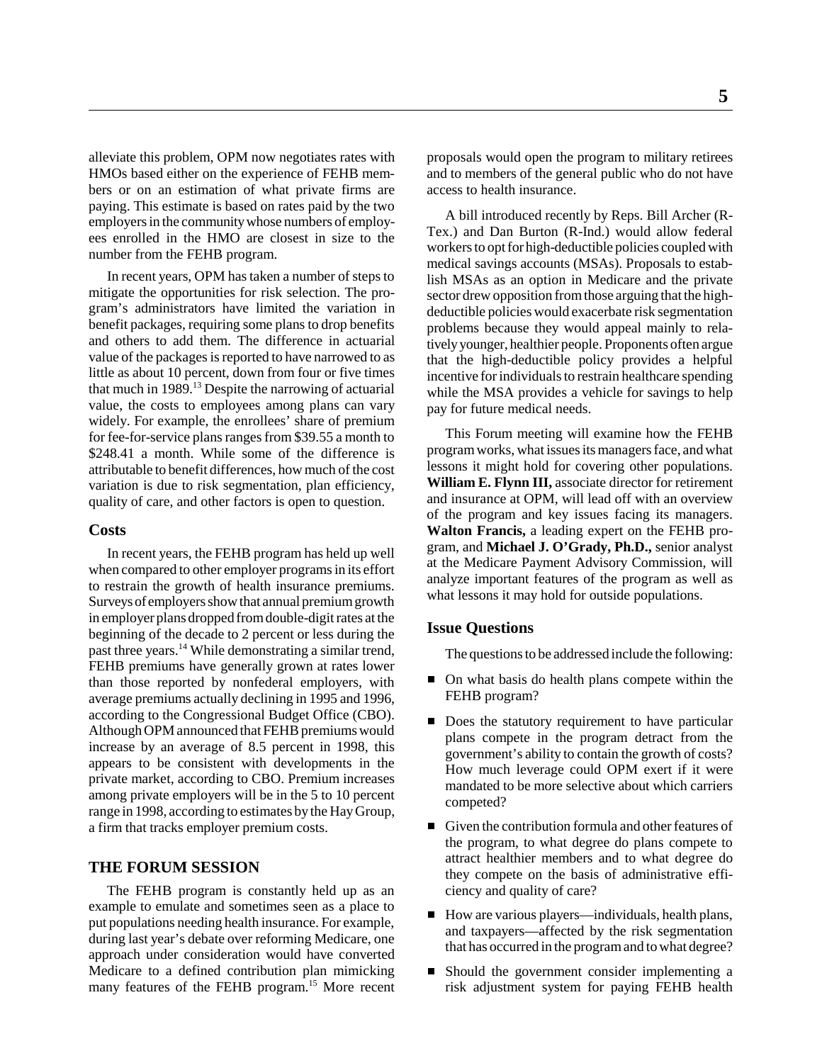alleviate this problem, OPM now negotiates rates with HMOs based either on the experience of FEHB members or on an estimation of what private firms are paying. This estimate is based on rates paid by the two employers in the community whose numbers of employees enrolled in the HMO are closest in size to the number from the FEHB program.

In recent years, OPM has taken a number of steps to mitigate the opportunities for risk selection. The program's administrators have limited the variation in benefit packages, requiring some plans to drop benefits and others to add them. The difference in actuarial value of the packages is reported to have narrowed to as little as about 10 percent, down from four or five times that much in 1989.[13] Despite the narrowing of actuarial value, the costs to employees among plans can vary widely. For example, the enrollees' share of premium for fee-for-service plans ranges from $39.55 a month to $248.41 a month. While some of the difference is attributable to benefit differences, how much of the cost variation is due to risk segmentation, plan efficiency, quality of care, and other factors is open to question.

### Costs

In recent years, the FEHB program has held up well when compared to other employer programs in its effort to restrain the growth of health insurance premiums. Surveys of employers show that annual premium growth in employer plans dropped from double-digit rates at the beginning of the decade to 2 percent or less during the past three years.[14] While demonstrating a similar trend, FEHB premiums have generally grown at rates lower than those reported by nonfederal employers, with average premiums actually declining in 1995 and 1996, according to the Congressional Budget Office (CBO). Although OPM announced that FEHB premiums would increase by an average of 8.5 percent in 1998, this appears to be consistent with developments in the private market, according to CBO. Premium increases among private employers will be in the 5 to 10 percent range in 1998, according to estimates by the Hay Group, a firm that tracks employer premium costs.

## THE FORUM SESSION

The FEHB program is constantly held up as an example to emulate and sometimes seen as a place to put populations needing health insurance. For example, during last year's debate over reforming Medicare, one approach under consideration would have converted Medicare to a defined contribution plan mimicking many features of the FEHB program.[15] More recent proposals would open the program to military retirees and to members of the general public who do not have access to health insurance.

A bill introduced recently by Reps. Bill Archer (R-Tex.) and Dan Burton (R-Ind.) would allow federal workers to opt for high-deductible policies coupled with medical savings accounts (MSAs). Proposals to establish MSAs as an option in Medicare and the private sector drew opposition from those arguing that the high-deductible policies would exacerbate risk segmentation problems because they would appeal mainly to relatively younger, healthier people. Proponents often argue that the high-deductible policy provides a helpful incentive for individuals to restrain healthcare spending while the MSA provides a vehicle for savings to help pay for future medical needs.

This Forum meeting will examine how the FEHB program works, what issues its managers face, and what lessons it might hold for covering other populations. **William E. Flynn III,** associate director for retirement and insurance at OPM, will lead off with an overview of the program and key issues facing its managers. **Walton Francis,** a leading expert on the FEHB program, and **Michael J. O'Grady, Ph.D.,** senior analyst at the Medicare Payment Advisory Commission, will analyze important features of the program as well as what lessons it may hold for outside populations.

### Issue Questions

The questions to be addressed include the following:

- On what basis do health plans compete within the FEHB program?
- Does the statutory requirement to have particular plans compete in the program detract from the government's ability to contain the growth of costs? How much leverage could OPM exert if it were mandated to be more selective about which carriers competed?
- Given the contribution formula and other features of the program, to what degree do plans compete to attract healthier members and to what degree do they compete on the basis of administrative efficiency and quality of care?
- How are various players—individuals, health plans, and taxpayers—affected by the risk segmentation that has occurred in the program and to what degree?
- Should the government consider implementing a risk adjustment system for paying FEHB health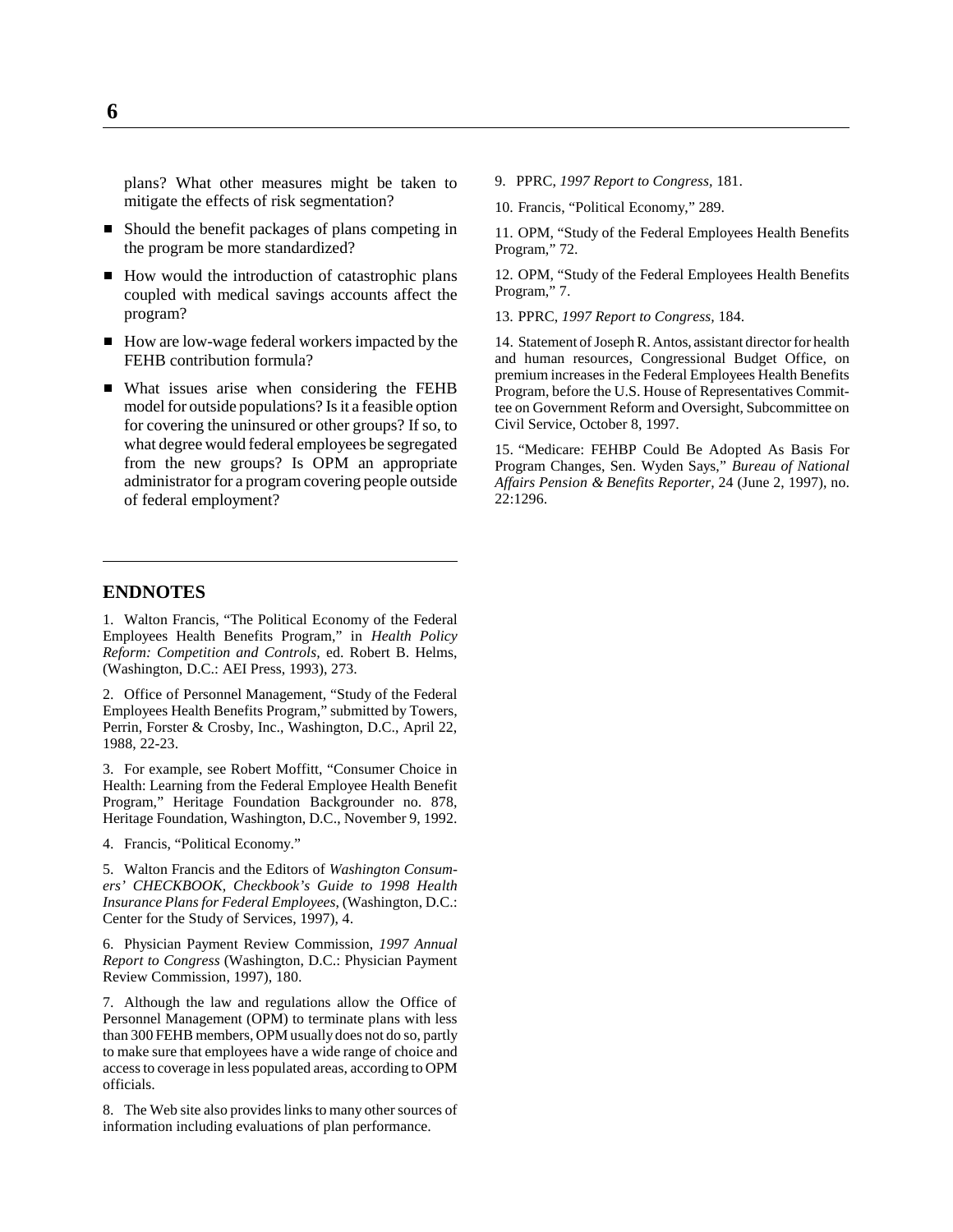plans? What other measures might be taken to mitigate the effects of risk segmentation?

- Should the benefit packages of plans competing in the program be more standardized?
- How would the introduction of catastrophic plans coupled with medical savings accounts affect the program?
- How are low-wage federal workers impacted by the FEHB contribution formula?
- What issues arise when considering the FEHB model for outside populations? Is it a feasible option for covering the uninsured or other groups? If so, to what degree would federal employees be segregated from the new groups? Is OPM an appropriate administrator for a program covering people outside of federal employment?

---

## ENDNOTES

1. Walton Francis, "The Political Economy of the Federal Employees Health Benefits Program," in *Health Policy Reform: Competition and Controls,* ed. Robert B. Helms, (Washington, D.C.: AEI Press, 1993), 273.

2. Office of Personnel Management, "Study of the Federal Employees Health Benefits Program," submitted by Towers, Perrin, Forster & Crosby, Inc., Washington, D.C., April 22, 1988, 22-23.

3. For example, see Robert Moffitt, "Consumer Choice in Health: Learning from the Federal Employee Health Benefit Program," Heritage Foundation Backgrounder no. 878, Heritage Foundation, Washington, D.C., November 9, 1992.

4. Francis, "Political Economy."

5. Walton Francis and the Editors of *Washington Consumers' CHECKBOOK*, *Checkbook's Guide to 1998 Health Insurance Plans for Federal Employees*, (Washington, D.C.: Center for the Study of Services, 1997), 4.

6. Physician Payment Review Commission, *1997 Annual Report to Congress* (Washington, D.C.: Physician Payment Review Commission, 1997), 180.

7. Although the law and regulations allow the Office of Personnel Management (OPM) to terminate plans with less than 300 FEHB members, OPM usually does not do so, partly to make sure that employees have a wide range of choice and access to coverage in less populated areas, according to OPM officials.

8. The Web site also provides links to many other sources of information including evaluations of plan performance.

9. PPRC, *1997 Report to Congress,* 181.

10. Francis, "Political Economy," 289.

11. OPM, "Study of the Federal Employees Health Benefits Program," 72.

12. OPM, "Study of the Federal Employees Health Benefits Program," 7.

13. PPRC, *1997 Report to Congress,* 184.

14. Statement of Joseph R. Antos, assistant director for health and human resources, Congressional Budget Office, on premium increases in the Federal Employees Health Benefits Program, before the U.S. House of Representatives Committee on Government Reform and Oversight, Subcommittee on Civil Service, October 8, 1997.

15. "Medicare: FEHBP Could Be Adopted As Basis For Program Changes, Sen. Wyden Says," *Bureau of National Affairs Pension & Benefits Reporter,* 24 (June 2, 1997), no. 22:1296.